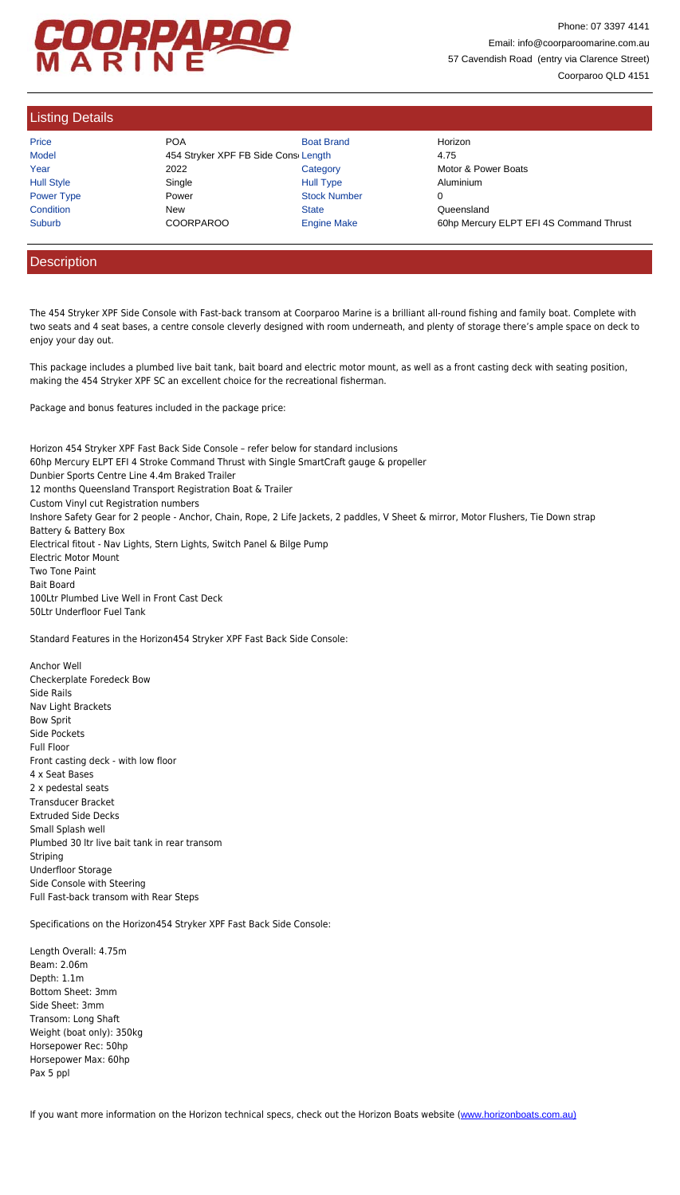Phone: 07 3397 4141
Email: info@coorparoomarine.com.au
57 Cavendish Road (entry via Clarence Street)
Coorparoo QLD 4151

## Listing Details

| | | | |
|---|---|---|---|
| Price | POA | Boat Brand | Horizon |
| Model | 454 Stryker XPF FB Side Cons | Length | 4.75 |
| Year | 2022 | Category | Motor & Power Boats |
| Hull Style | Single | Hull Type | Aluminium |
| Power Type | Power | Stock Number | 0 |
| Condition | New | State | Queensland |
| Suburb | COORPAROO | Engine Make | 60hp Mercury ELPT EFI 4S Command Thrust |

## Description

The 454 Stryker XPF Side Console with Fast-back transom at Coorparoo Marine is a brilliant all-round fishing and family boat. Complete with two seats and 4 seat bases, a centre console cleverly designed with room underneath, and plenty of storage there's ample space on deck to enjoy your day out.

This package includes a plumbed live bait tank, bait board and electric motor mount, as well as a front casting deck with seating position, making the 454 Stryker XPF SC an excellent choice for the recreational fisherman.

Package and bonus features included in the package price:

Horizon 454 Stryker XPF Fast Back Side Console – refer below for standard inclusions
60hp Mercury ELPT EFI 4 Stroke Command Thrust with Single SmartCraft gauge & propeller
Dunbier Sports Centre Line 4.4m Braked Trailer
12 months Queensland Transport Registration Boat & Trailer
Custom Vinyl cut Registration numbers
Inshore Safety Gear for 2 people - Anchor, Chain, Rope, 2 Life Jackets, 2 paddles, V Sheet & mirror, Motor Flushers, Tie Down strap
Battery & Battery Box
Electrical fitout - Nav Lights, Stern Lights, Switch Panel & Bilge Pump
Electric Motor Mount
Two Tone Paint
Bait Board
100Ltr Plumbed Live Well in Front Cast Deck
50Ltr Underfloor Fuel Tank

Standard Features in the Horizon454 Stryker XPF Fast Back Side Console:

Anchor Well
Checkerplate Foredeck Bow
Side Rails
Nav Light Brackets
Bow Sprit
Side Pockets
Full Floor
Front casting deck - with low floor
4 x Seat Bases
2 x pedestal seats
Transducer Bracket
Extruded Side Decks
Small Splash well
Plumbed 30 ltr live bait tank in rear transom
Striping
Underfloor Storage
Side Console with Steering
Full Fast-back transom with Rear Steps

Specifications on the Horizon454 Stryker XPF Fast Back Side Console:

Length Overall: 4.75m
Beam: 2.06m
Depth: 1.1m
Bottom Sheet: 3mm
Side Sheet: 3mm
Transom: Long Shaft
Weight (boat only): 350kg
Horsepower Rec: 50hp
Horsepower Max: 60hp
Pax 5 ppl

If you want more information on the Horizon technical specs, check out the Horizon Boats website (www.horizonboats.com.au)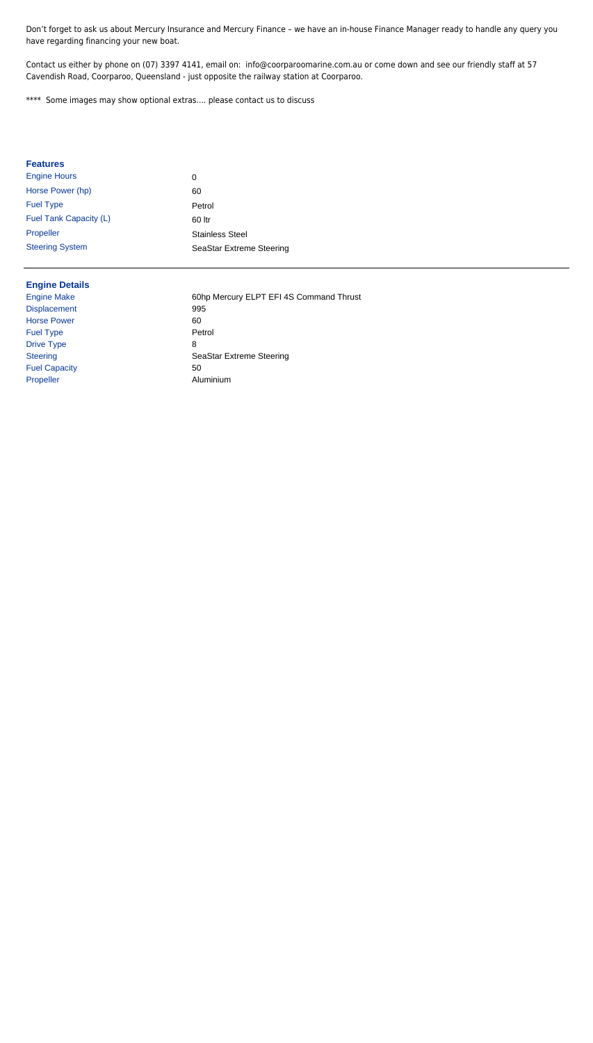Don't forget to ask us about Mercury Insurance and Mercury Finance – we have an in-house Finance Manager ready to handle any query you have regarding financing your new boat.

Contact us either by phone on (07) 3397 4141, email on: info@coorparoomarine.com.au or come down and see our friendly staff at 57 Cavendish Road, Coorparoo, Queensland - just opposite the railway station at Coorparoo.

**** Some images may show optional extras.... please contact us to discuss

## Features

| | |
|---|---|
| Engine Hours | 0 |
| Horse Power (hp) | 60 |
| Fuel Type | Petrol |
| Fuel Tank Capacity (L) | 60 ltr |
| Propeller | Stainless Steel |
| Steering System | SeaStar Extreme Steering |

## Engine Details

| | |
|---|---|
| Engine Make | 60hp Mercury ELPT EFI 4S Command Thrust |
| Displacement | 995 |
| Horse Power | 60 |
| Fuel Type | Petrol |
| Drive Type | 8 |
| Steering | SeaStar Extreme Steering |
| Fuel Capacity | 50 |
| Propeller | Aluminium |